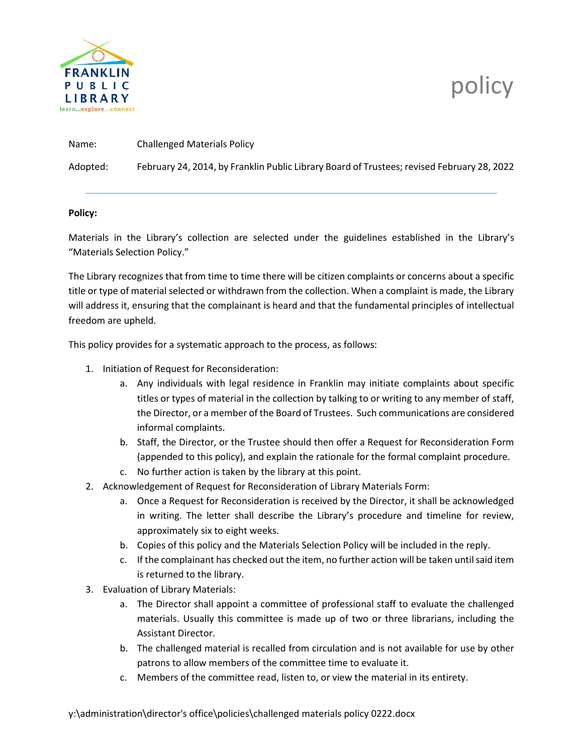FRANKLIN PUBLIC LIBRARY
learn...explore...connect

# policy

Name: Challenged Materials Policy

Adopted: February 24, 2014, by Franklin Public Library Board of Trustees; revised February 28, 2022

---

**Policy:**

Materials in the Library's collection are selected under the guidelines established in the Library's "Materials Selection Policy."

The Library recognizes that from time to time there will be citizen complaints or concerns about a specific title or type of material selected or withdrawn from the collection. When a complaint is made, the Library will address it, ensuring that the complainant is heard and that the fundamental principles of intellectual freedom are upheld.

This policy provides for a systematic approach to the process, as follows:

1. Initiation of Request for Reconsideration:
   a. Any individuals with legal residence in Franklin may initiate complaints about specific titles or types of material in the collection by talking to or writing to any member of staff, the Director, or a member of the Board of Trustees. Such communications are considered informal complaints.
   b. Staff, the Director, or the Trustee should then offer a Request for Reconsideration Form (appended to this policy), and explain the rationale for the formal complaint procedure.
   c. No further action is taken by the library at this point.
2. Acknowledgement of Request for Reconsideration of Library Materials Form:
   a. Once a Request for Reconsideration is received by the Director, it shall be acknowledged in writing. The letter shall describe the Library's procedure and timeline for review, approximately six to eight weeks.
   b. Copies of this policy and the Materials Selection Policy will be included in the reply.
   c. If the complainant has checked out the item, no further action will be taken until said item is returned to the library.
3. Evaluation of Library Materials:
   a. The Director shall appoint a committee of professional staff to evaluate the challenged materials. Usually this committee is made up of two or three librarians, including the Assistant Director.
   b. The challenged material is recalled from circulation and is not available for use by other patrons to allow members of the committee time to evaluate it.
   c. Members of the committee read, listen to, or view the material in its entirety.

y:\administration\director's office\policies\challenged materials policy 0222.docx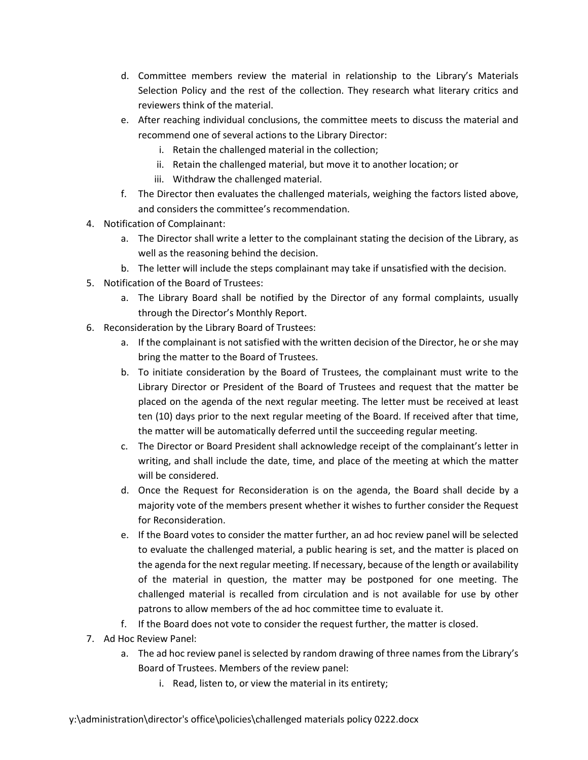d. Committee members review the material in relationship to the Library's Materials Selection Policy and the rest of the collection. They research what literary critics and reviewers think of the material.
   e. After reaching individual conclusions, the committee meets to discuss the material and recommend one of several actions to the Library Director:
      i. Retain the challenged material in the collection;
      ii. Retain the challenged material, but move it to another location; or
      iii. Withdraw the challenged material.
   f. The Director then evaluates the challenged materials, weighing the factors listed above, and considers the committee's recommendation.
4. Notification of Complainant:
   a. The Director shall write a letter to the complainant stating the decision of the Library, as well as the reasoning behind the decision.
   b. The letter will include the steps complainant may take if unsatisfied with the decision.
5. Notification of the Board of Trustees:
   a. The Library Board shall be notified by the Director of any formal complaints, usually through the Director's Monthly Report.
6. Reconsideration by the Library Board of Trustees:
   a. If the complainant is not satisfied with the written decision of the Director, he or she may bring the matter to the Board of Trustees.
   b. To initiate consideration by the Board of Trustees, the complainant must write to the Library Director or President of the Board of Trustees and request that the matter be placed on the agenda of the next regular meeting. The letter must be received at least ten (10) days prior to the next regular meeting of the Board. If received after that time, the matter will be automatically deferred until the succeeding regular meeting.
   c. The Director or Board President shall acknowledge receipt of the complainant's letter in writing, and shall include the date, time, and place of the meeting at which the matter will be considered.
   d. Once the Request for Reconsideration is on the agenda, the Board shall decide by a majority vote of the members present whether it wishes to further consider the Request for Reconsideration.
   e. If the Board votes to consider the matter further, an ad hoc review panel will be selected to evaluate the challenged material, a public hearing is set, and the matter is placed on the agenda for the next regular meeting. If necessary, because of the length or availability of the material in question, the matter may be postponed for one meeting. The challenged material is recalled from circulation and is not available for use by other patrons to allow members of the ad hoc committee time to evaluate it.
   f. If the Board does not vote to consider the request further, the matter is closed.
7. Ad Hoc Review Panel:
   a. The ad hoc review panel is selected by random drawing of three names from the Library's Board of Trustees. Members of the review panel:
      i. Read, listen to, or view the material in its entirety;

y:\administration\director's office\policies\challenged materials policy 0222.docx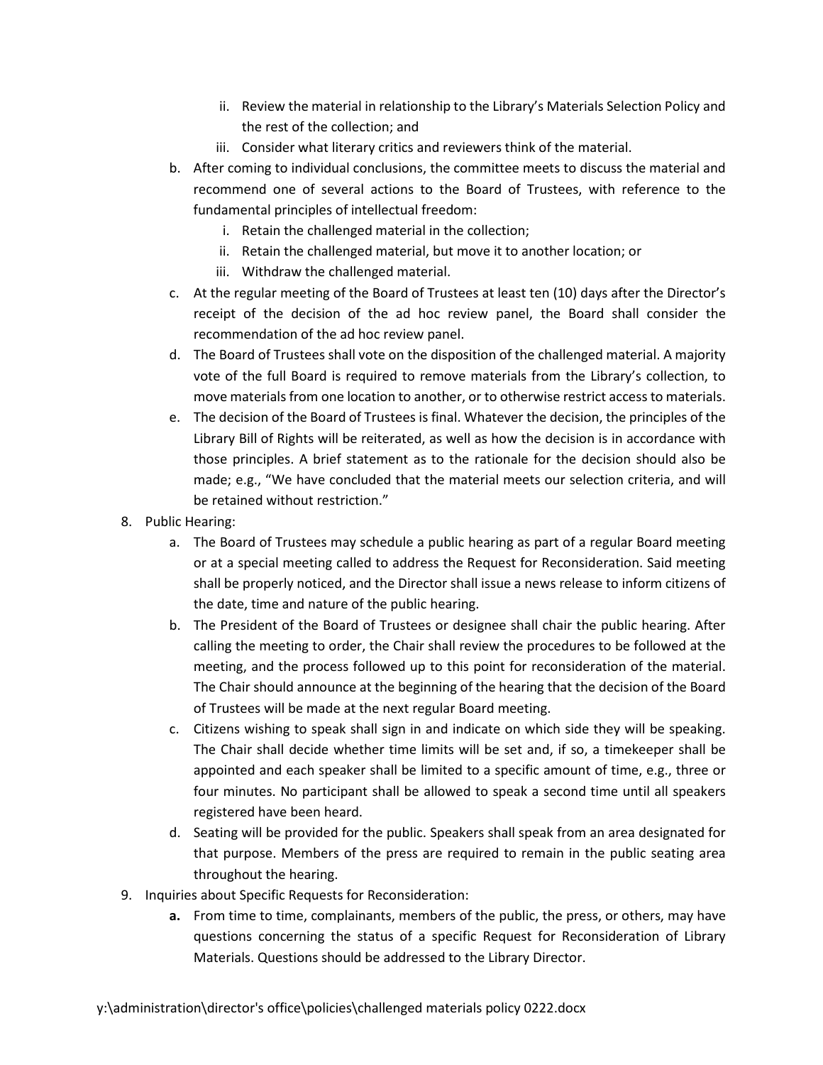ii. Review the material in relationship to the Library's Materials Selection Policy and the rest of the collection; and
   iii. Consider what literary critics and reviewers think of the material.
   b. After coming to individual conclusions, the committee meets to discuss the material and recommend one of several actions to the Board of Trustees, with reference to the fundamental principles of intellectual freedom:
      i. Retain the challenged material in the collection;
      ii. Retain the challenged material, but move it to another location; or
      iii. Withdraw the challenged material.
   c. At the regular meeting of the Board of Trustees at least ten (10) days after the Director's receipt of the decision of the ad hoc review panel, the Board shall consider the recommendation of the ad hoc review panel.
   d. The Board of Trustees shall vote on the disposition of the challenged material. A majority vote of the full Board is required to remove materials from the Library's collection, to move materials from one location to another, or to otherwise restrict access to materials.
   e. The decision of the Board of Trustees is final. Whatever the decision, the principles of the Library Bill of Rights will be reiterated, as well as how the decision is in accordance with those principles. A brief statement as to the rationale for the decision should also be made; e.g., "We have concluded that the material meets our selection criteria, and will be retained without restriction."

8. Public Hearing:
   a. The Board of Trustees may schedule a public hearing as part of a regular Board meeting or at a special meeting called to address the Request for Reconsideration. Said meeting shall be properly noticed, and the Director shall issue a news release to inform citizens of the date, time and nature of the public hearing.
   b. The President of the Board of Trustees or designee shall chair the public hearing. After calling the meeting to order, the Chair shall review the procedures to be followed at the meeting, and the process followed up to this point for reconsideration of the material. The Chair should announce at the beginning of the hearing that the decision of the Board of Trustees will be made at the next regular Board meeting.
   c. Citizens wishing to speak shall sign in and indicate on which side they will be speaking. The Chair shall decide whether time limits will be set and, if so, a timekeeper shall be appointed and each speaker shall be limited to a specific amount of time, e.g., three or four minutes. No participant shall be allowed to speak a second time until all speakers registered have been heard.
   d. Seating will be provided for the public. Speakers shall speak from an area designated for that purpose. Members of the press are required to remain in the public seating area throughout the hearing.

9. Inquiries about Specific Requests for Reconsideration:
   **a.** From time to time, complainants, members of the public, the press, or others, may have questions concerning the status of a specific Request for Reconsideration of Library Materials. Questions should be addressed to the Library Director.

y:\administration\director's office\policies\challenged materials policy 0222.docx